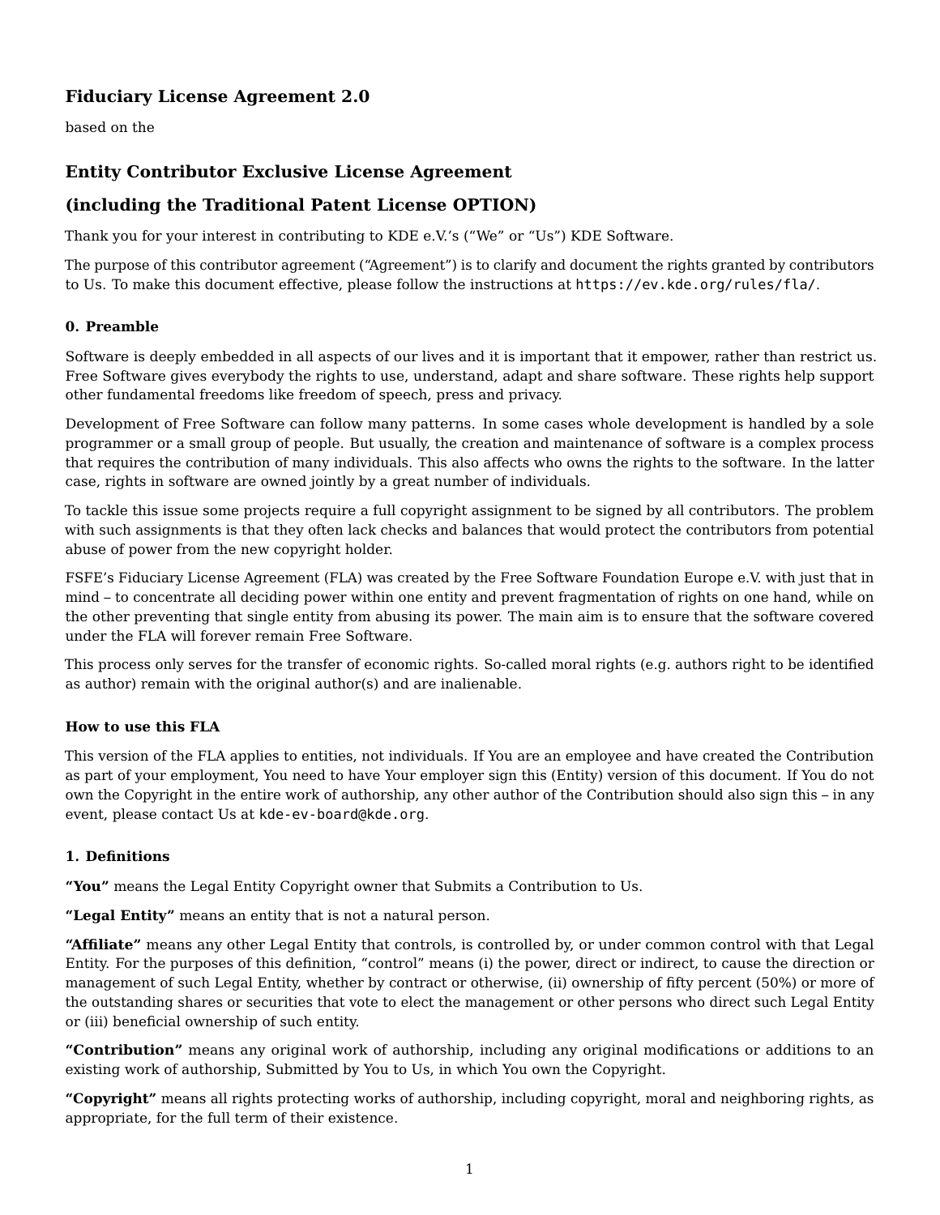## Fiduciary License Agreement 2.0

based on the

## Entity Contributor Exclusive License Agreement

## (including the Traditional Patent License OPTION)

Thank you for your interest in contributing to KDE e.V.'s ("We" or "Us") KDE Software.

The purpose of this contributor agreement ("Agreement") is to clarify and document the rights granted by contributors to Us. To make this document effective, please follow the instructions at `https://ev.kde.org/rules/fla/`.

### 0. Preamble

Software is deeply embedded in all aspects of our lives and it is important that it empower, rather than restrict us. Free Software gives everybody the rights to use, understand, adapt and share software. These rights help support other fundamental freedoms like freedom of speech, press and privacy.

Development of Free Software can follow many patterns. In some cases whole development is handled by a sole programmer or a small group of people. But usually, the creation and maintenance of software is a complex process that requires the contribution of many individuals. This also affects who owns the rights to the software. In the latter case, rights in software are owned jointly by a great number of individuals.

To tackle this issue some projects require a full copyright assignment to be signed by all contributors. The problem with such assignments is that they often lack checks and balances that would protect the contributors from potential abuse of power from the new copyright holder.

FSFE's Fiduciary License Agreement (FLA) was created by the Free Software Foundation Europe e.V. with just that in mind – to concentrate all deciding power within one entity and prevent fragmentation of rights on one hand, while on the other preventing that single entity from abusing its power. The main aim is to ensure that the software covered under the FLA will forever remain Free Software.

This process only serves for the transfer of economic rights. So-called moral rights (e.g. authors right to be identified as author) remain with the original author(s) and are inalienable.

### How to use this FLA

This version of the FLA applies to entities, not individuals. If You are an employee and have created the Contribution as part of your employment, You need to have Your employer sign this (Entity) version of this document. If You do not own the Copyright in the entire work of authorship, any other author of the Contribution should also sign this – in any event, please contact Us at `kde-ev-board@kde.org`.

### 1. Definitions

**"You"** means the Legal Entity Copyright owner that Submits a Contribution to Us.

**"Legal Entity"** means an entity that is not a natural person.

**"Affiliate"** means any other Legal Entity that controls, is controlled by, or under common control with that Legal Entity. For the purposes of this definition, "control" means (i) the power, direct or indirect, to cause the direction or management of such Legal Entity, whether by contract or otherwise, (ii) ownership of fifty percent (50%) or more of the outstanding shares or securities that vote to elect the management or other persons who direct such Legal Entity or (iii) beneficial ownership of such entity.

**"Contribution"** means any original work of authorship, including any original modifications or additions to an existing work of authorship, Submitted by You to Us, in which You own the Copyright.

**"Copyright"** means all rights protecting works of authorship, including copyright, moral and neighboring rights, as appropriate, for the full term of their existence.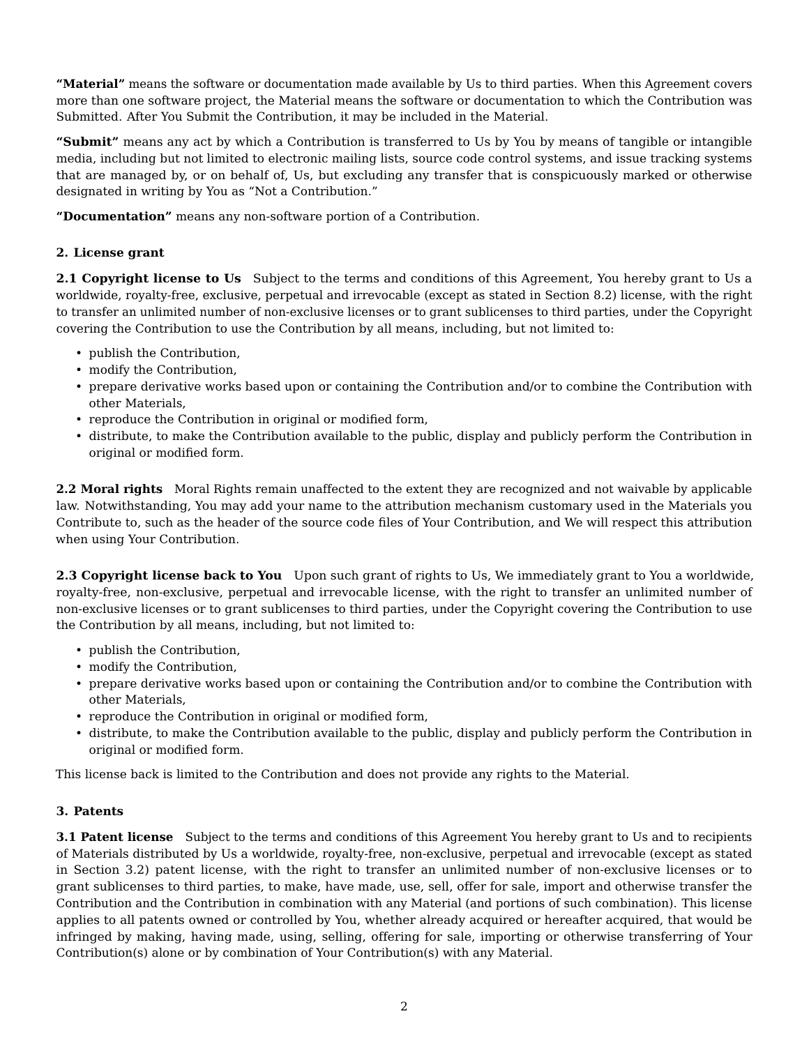**“Material”** means the software or documentation made available by Us to third parties. When this Agreement covers more than one software project, the Material means the software or documentation to which the Contribution was Submitted. After You Submit the Contribution, it may be included in the Material.

**“Submit”** means any act by which a Contribution is transferred to Us by You by means of tangible or intangible media, including but not limited to electronic mailing lists, source code control systems, and issue tracking systems that are managed by, or on behalf of, Us, but excluding any transfer that is conspicuously marked or otherwise designated in writing by You as “Not a Contribution.”

**“Documentation”** means any non-software portion of a Contribution.

## 2. License grant

**2.1 Copyright license to Us** Subject to the terms and conditions of this Agreement, You hereby grant to Us a worldwide, royalty-free, exclusive, perpetual and irrevocable (except as stated in Section 8.2) license, with the right to transfer an unlimited number of non-exclusive licenses or to grant sublicenses to third parties, under the Copyright covering the Contribution to use the Contribution by all means, including, but not limited to:

- publish the Contribution,
- modify the Contribution,
- prepare derivative works based upon or containing the Contribution and/or to combine the Contribution with other Materials,
- reproduce the Contribution in original or modified form,
- distribute, to make the Contribution available to the public, display and publicly perform the Contribution in original or modified form.

**2.2 Moral rights** Moral Rights remain unaffected to the extent they are recognized and not waivable by applicable law. Notwithstanding, You may add your name to the attribution mechanism customary used in the Materials you Contribute to, such as the header of the source code files of Your Contribution, and We will respect this attribution when using Your Contribution.

**2.3 Copyright license back to You** Upon such grant of rights to Us, We immediately grant to You a worldwide, royalty-free, non-exclusive, perpetual and irrevocable license, with the right to transfer an unlimited number of non-exclusive licenses or to grant sublicenses to third parties, under the Copyright covering the Contribution to use the Contribution by all means, including, but not limited to:

- publish the Contribution,
- modify the Contribution,
- prepare derivative works based upon or containing the Contribution and/or to combine the Contribution with other Materials,
- reproduce the Contribution in original or modified form,
- distribute, to make the Contribution available to the public, display and publicly perform the Contribution in original or modified form.

This license back is limited to the Contribution and does not provide any rights to the Material.

## 3. Patents

**3.1 Patent license** Subject to the terms and conditions of this Agreement You hereby grant to Us and to recipients of Materials distributed by Us a worldwide, royalty-free, non-exclusive, perpetual and irrevocable (except as stated in Section 3.2) patent license, with the right to transfer an unlimited number of non-exclusive licenses or to grant sublicenses to third parties, to make, have made, use, sell, offer for sale, import and otherwise transfer the Contribution and the Contribution in combination with any Material (and portions of such combination). This license applies to all patents owned or controlled by You, whether already acquired or hereafter acquired, that would be infringed by making, having made, using, selling, offering for sale, importing or otherwise transferring of Your Contribution(s) alone or by combination of Your Contribution(s) with any Material.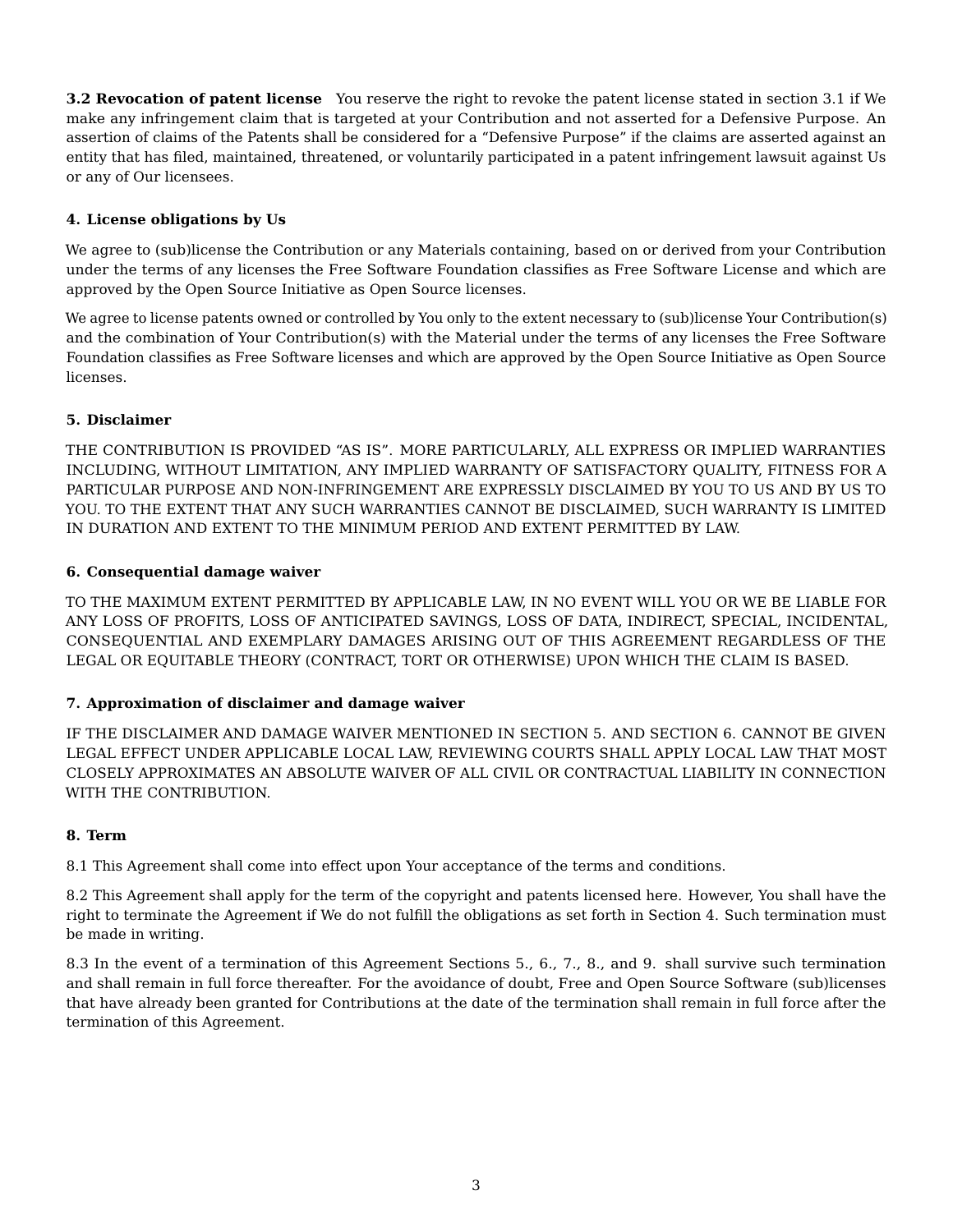**3.2 Revocation of patent license** You reserve the right to revoke the patent license stated in section 3.1 if We make any infringement claim that is targeted at your Contribution and not asserted for a Defensive Purpose. An assertion of claims of the Patents shall be considered for a "Defensive Purpose" if the claims are asserted against an entity that has filed, maintained, threatened, or voluntarily participated in a patent infringement lawsuit against Us or any of Our licensees.

### 4. License obligations by Us

We agree to (sub)license the Contribution or any Materials containing, based on or derived from your Contribution under the terms of any licenses the Free Software Foundation classifies as Free Software License and which are approved by the Open Source Initiative as Open Source licenses.

We agree to license patents owned or controlled by You only to the extent necessary to (sub)license Your Contribution(s) and the combination of Your Contribution(s) with the Material under the terms of any licenses the Free Software Foundation classifies as Free Software licenses and which are approved by the Open Source Initiative as Open Source licenses.

### 5. Disclaimer

THE CONTRIBUTION IS PROVIDED "AS IS". MORE PARTICULARLY, ALL EXPRESS OR IMPLIED WARRANTIES INCLUDING, WITHOUT LIMITATION, ANY IMPLIED WARRANTY OF SATISFACTORY QUALITY, FITNESS FOR A PARTICULAR PURPOSE AND NON-INFRINGEMENT ARE EXPRESSLY DISCLAIMED BY YOU TO US AND BY US TO YOU. TO THE EXTENT THAT ANY SUCH WARRANTIES CANNOT BE DISCLAIMED, SUCH WARRANTY IS LIMITED IN DURATION AND EXTENT TO THE MINIMUM PERIOD AND EXTENT PERMITTED BY LAW.

### 6. Consequential damage waiver

TO THE MAXIMUM EXTENT PERMITTED BY APPLICABLE LAW, IN NO EVENT WILL YOU OR WE BE LIABLE FOR ANY LOSS OF PROFITS, LOSS OF ANTICIPATED SAVINGS, LOSS OF DATA, INDIRECT, SPECIAL, INCIDENTAL, CONSEQUENTIAL AND EXEMPLARY DAMAGES ARISING OUT OF THIS AGREEMENT REGARDLESS OF THE LEGAL OR EQUITABLE THEORY (CONTRACT, TORT OR OTHERWISE) UPON WHICH THE CLAIM IS BASED.

### 7. Approximation of disclaimer and damage waiver

IF THE DISCLAIMER AND DAMAGE WAIVER MENTIONED IN SECTION 5. AND SECTION 6. CANNOT BE GIVEN LEGAL EFFECT UNDER APPLICABLE LOCAL LAW, REVIEWING COURTS SHALL APPLY LOCAL LAW THAT MOST CLOSELY APPROXIMATES AN ABSOLUTE WAIVER OF ALL CIVIL OR CONTRACTUAL LIABILITY IN CONNECTION WITH THE CONTRIBUTION.

### 8. Term

8.1 This Agreement shall come into effect upon Your acceptance of the terms and conditions.

8.2 This Agreement shall apply for the term of the copyright and patents licensed here. However, You shall have the right to terminate the Agreement if We do not fulfill the obligations as set forth in Section 4. Such termination must be made in writing.

8.3 In the event of a termination of this Agreement Sections 5., 6., 7., 8., and 9. shall survive such termination and shall remain in full force thereafter. For the avoidance of doubt, Free and Open Source Software (sub)licenses that have already been granted for Contributions at the date of the termination shall remain in full force after the termination of this Agreement.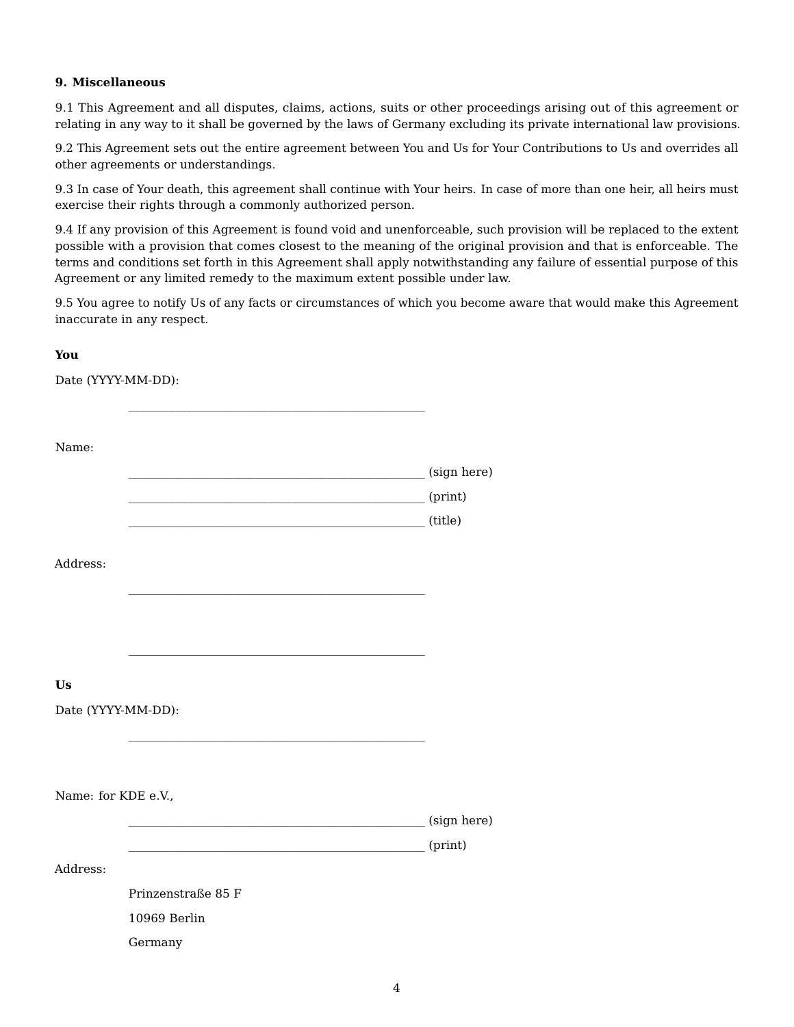**9. Miscellaneous**

9.1 This Agreement and all disputes, claims, actions, suits or other proceedings arising out of this agreement or relating in any way to it shall be governed by the laws of Germany excluding its private international law provisions.

9.2 This Agreement sets out the entire agreement between You and Us for Your Contributions to Us and overrides all other agreements or understandings.

9.3 In case of Your death, this agreement shall continue with Your heirs. In case of more than one heir, all heirs must exercise their rights through a commonly authorized person.

9.4 If any provision of this Agreement is found void and unenforceable, such provision will be replaced to the extent possible with a provision that comes closest to the meaning of the original provision and that is enforceable. The terms and conditions set forth in this Agreement shall apply notwithstanding any failure of essential purpose of this Agreement or any limited remedy to the maximum extent possible under law.

9.5 You agree to notify Us of any facts or circumstances of which you become aware that would make this Agreement inaccurate in any respect.

**You**

Date (YYYY-MM-DD):

\_\_\_\_\_\_\_\_\_\_\_\_\_\_\_\_\_\_\_\_\_\_\_\_\_\_\_\_\_\_\_\_\_\_\_\_\_\_\_\_\_\_\_\_\_\_\_\_

Name:

\_\_\_\_\_\_\_\_\_\_\_\_\_\_\_\_\_\_\_\_\_\_\_\_\_\_\_\_\_\_\_\_\_\_\_\_\_\_\_\_\_\_\_\_\_\_\_\_ (sign here)

\_\_\_\_\_\_\_\_\_\_\_\_\_\_\_\_\_\_\_\_\_\_\_\_\_\_\_\_\_\_\_\_\_\_\_\_\_\_\_\_\_\_\_\_\_\_\_\_ (print)

\_\_\_\_\_\_\_\_\_\_\_\_\_\_\_\_\_\_\_\_\_\_\_\_\_\_\_\_\_\_\_\_\_\_\_\_\_\_\_\_\_\_\_\_\_\_\_\_ (title)

Address:

\_\_\_\_\_\_\_\_\_\_\_\_\_\_\_\_\_\_\_\_\_\_\_\_\_\_\_\_\_\_\_\_\_\_\_\_\_\_\_\_\_\_\_\_\_\_\_\_

\_\_\_\_\_\_\_\_\_\_\_\_\_\_\_\_\_\_\_\_\_\_\_\_\_\_\_\_\_\_\_\_\_\_\_\_\_\_\_\_\_\_\_\_\_\_\_\_

**Us**

Date (YYYY-MM-DD):

\_\_\_\_\_\_\_\_\_\_\_\_\_\_\_\_\_\_\_\_\_\_\_\_\_\_\_\_\_\_\_\_\_\_\_\_\_\_\_\_\_\_\_\_\_\_\_\_

Name: for KDE e.V.,

\_\_\_\_\_\_\_\_\_\_\_\_\_\_\_\_\_\_\_\_\_\_\_\_\_\_\_\_\_\_\_\_\_\_\_\_\_\_\_\_\_\_\_\_\_\_\_\_ (sign here)

\_\_\_\_\_\_\_\_\_\_\_\_\_\_\_\_\_\_\_\_\_\_\_\_\_\_\_\_\_\_\_\_\_\_\_\_\_\_\_\_\_\_\_\_\_\_\_\_ (print)

Address:

Prinzenstraße 85 F

10969 Berlin

Germany